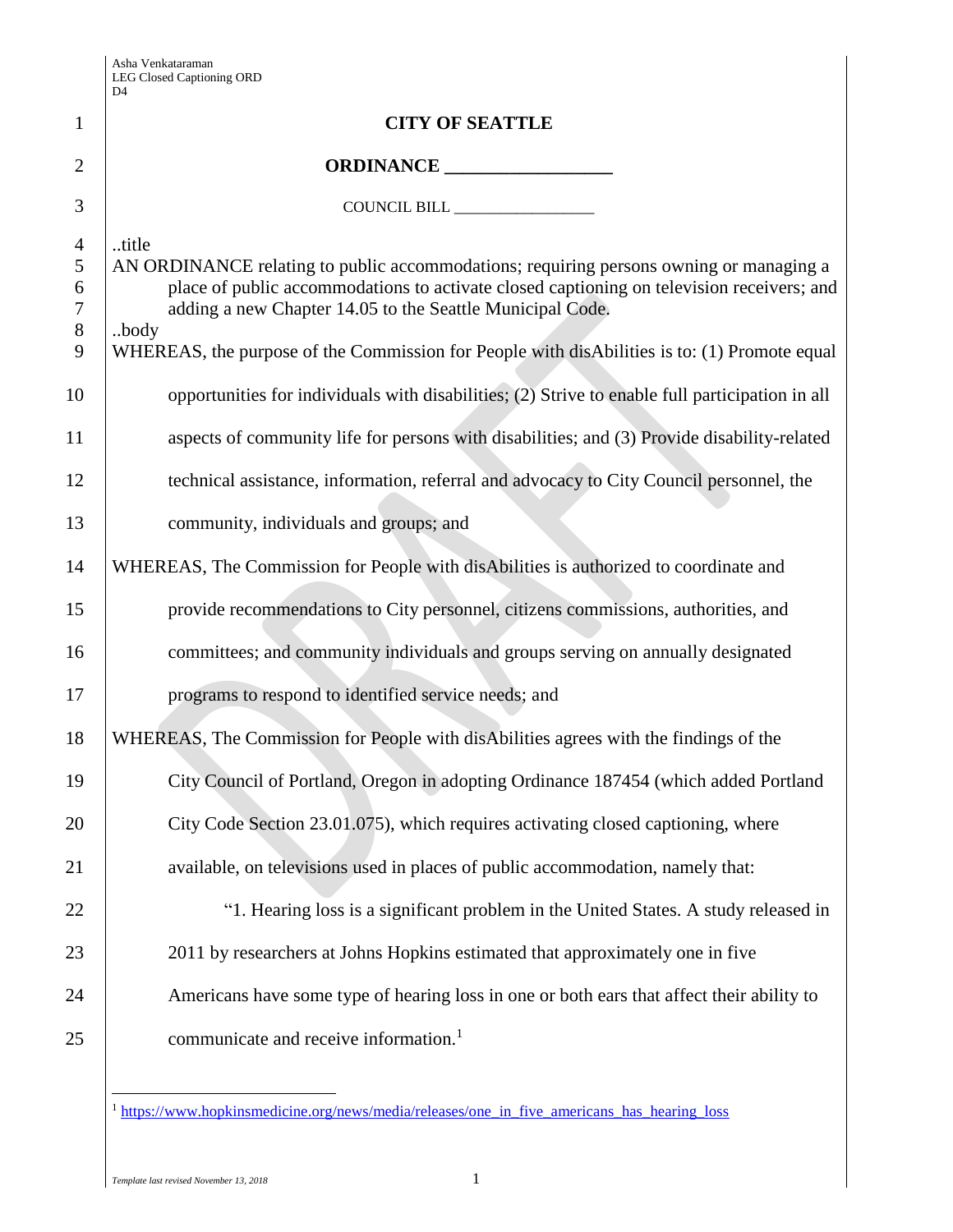Asha Venkataraman
LEG Closed Captioning ORD
D4

# CITY OF SEATTLE

## ORDINANCE __________________

COUNCIL BILL __________________

..title

AN ORDINANCE relating to public accommodations; requiring persons owning or managing a place of public accommodations to activate closed captioning on television receivers; and adding a new Chapter 14.05 to the Seattle Municipal Code.

..body

WHEREAS, the purpose of the Commission for People with disAbilities is to: (1) Promote equal opportunities for individuals with disabilities; (2) Strive to enable full participation in all aspects of community life for persons with disabilities; and (3) Provide disability-related technical assistance, information, referral and advocacy to City Council personnel, the community, individuals and groups; and

WHEREAS, The Commission for People with disAbilities is authorized to coordinate and provide recommendations to City personnel, citizens commissions, authorities, and committees; and community individuals and groups serving on annually designated programs to respond to identified service needs; and

WHEREAS, The Commission for People with disAbilities agrees with the findings of the City Council of Portland, Oregon in adopting Ordinance 187454 (which added Portland City Code Section 23.01.075), which requires activating closed captioning, where available, on televisions used in places of public accommodation, namely that:

"1. Hearing loss is a significant problem in the United States. A study released in 2011 by researchers at Johns Hopkins estimated that approximately one in five Americans have some type of hearing loss in one or both ears that affect their ability to communicate and receive information.[1]

[1] https://www.hopkinsmedicine.org/news/media/releases/one_in_five_americans_has_hearing_loss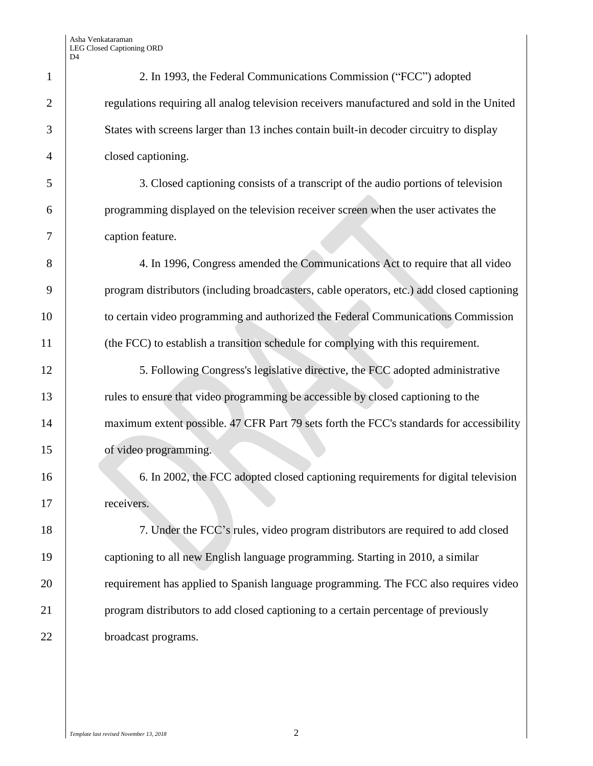2. In 1993, the Federal Communications Commission ("FCC") adopted regulations requiring all analog television receivers manufactured and sold in the United States with screens larger than 13 inches contain built-in decoder circuitry to display closed captioning.

3. Closed captioning consists of a transcript of the audio portions of television programming displayed on the television receiver screen when the user activates the caption feature.

4. In 1996, Congress amended the Communications Act to require that all video program distributors (including broadcasters, cable operators, etc.) add closed captioning to certain video programming and authorized the Federal Communications Commission (the FCC) to establish a transition schedule for complying with this requirement.

5. Following Congress's legislative directive, the FCC adopted administrative rules to ensure that video programming be accessible by closed captioning to the maximum extent possible. 47 CFR Part 79 sets forth the FCC's standards for accessibility of video programming.

6. In 2002, the FCC adopted closed captioning requirements for digital television receivers.

7. Under the FCC's rules, video program distributors are required to add closed captioning to all new English language programming. Starting in 2010, a similar requirement has applied to Spanish language programming. The FCC also requires video program distributors to add closed captioning to a certain percentage of previously broadcast programs.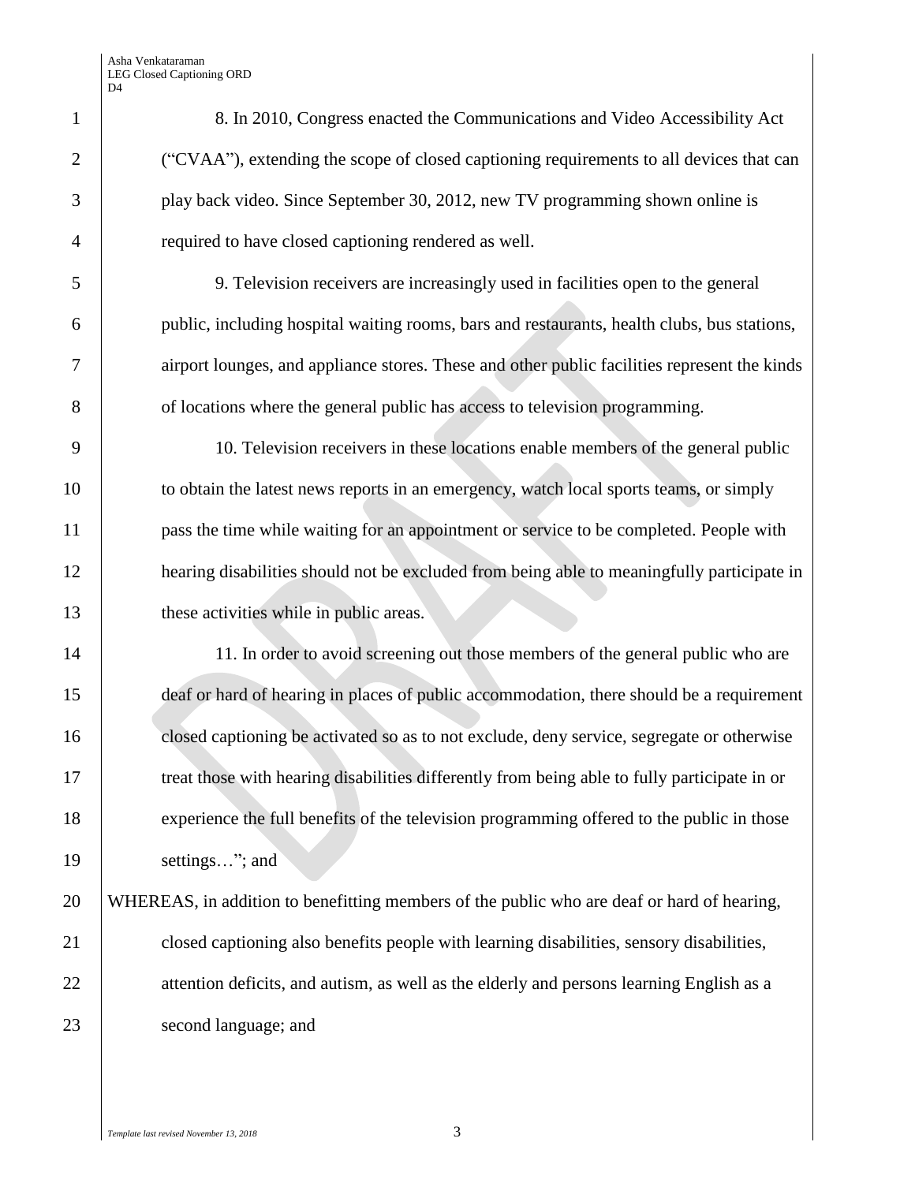8. In 2010, Congress enacted the Communications and Video Accessibility Act ("CVAA"), extending the scope of closed captioning requirements to all devices that can play back video. Since September 30, 2012, new TV programming shown online is required to have closed captioning rendered as well.

9. Television receivers are increasingly used in facilities open to the general public, including hospital waiting rooms, bars and restaurants, health clubs, bus stations, airport lounges, and appliance stores. These and other public facilities represent the kinds of locations where the general public has access to television programming.

10. Television receivers in these locations enable members of the general public to obtain the latest news reports in an emergency, watch local sports teams, or simply pass the time while waiting for an appointment or service to be completed. People with hearing disabilities should not be excluded from being able to meaningfully participate in these activities while in public areas.

11. In order to avoid screening out those members of the general public who are deaf or hard of hearing in places of public accommodation, there should be a requirement closed captioning be activated so as to not exclude, deny service, segregate or otherwise treat those with hearing disabilities differently from being able to fully participate in or experience the full benefits of the television programming offered to the public in those settings…"; and

WHEREAS, in addition to benefitting members of the public who are deaf or hard of hearing, closed captioning also benefits people with learning disabilities, sensory disabilities, attention deficits, and autism, as well as the elderly and persons learning English as a second language; and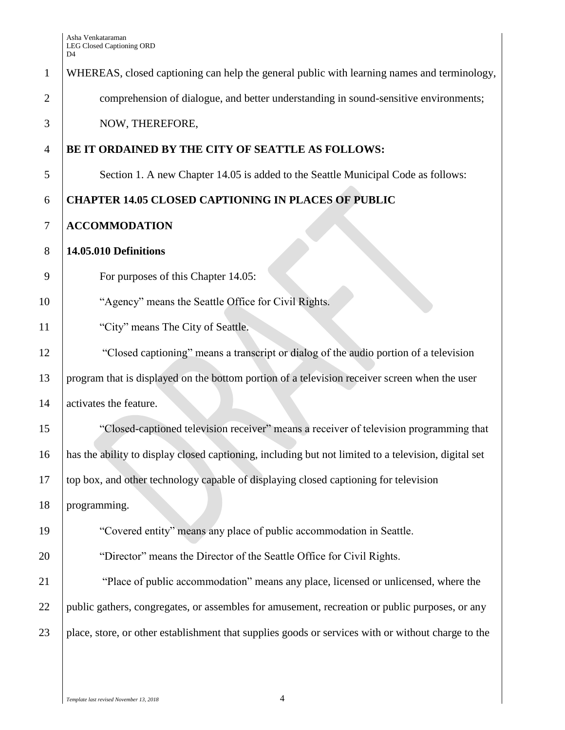WHEREAS, closed captioning can help the general public with learning names and terminology, comprehension of dialogue, and better understanding in sound-sensitive environments; NOW, THEREFORE,

**BE IT ORDAINED BY THE CITY OF SEATTLE AS FOLLOWS:**

Section 1. A new Chapter 14.05 is added to the Seattle Municipal Code as follows:

**CHAPTER 14.05 CLOSED CAPTIONING IN PLACES OF PUBLIC ACCOMMODATION**

**14.05.010 Definitions**

For purposes of this Chapter 14.05:

"Agency" means the Seattle Office for Civil Rights.

"City" means The City of Seattle.

"Closed captioning" means a transcript or dialog of the audio portion of a television program that is displayed on the bottom portion of a television receiver screen when the user activates the feature.

"Closed-captioned television receiver" means a receiver of television programming that has the ability to display closed captioning, including but not limited to a television, digital set top box, and other technology capable of displaying closed captioning for television programming.

"Covered entity" means any place of public accommodation in Seattle.

"Director" means the Director of the Seattle Office for Civil Rights.

"Place of public accommodation" means any place, licensed or unlicensed, where the public gathers, congregates, or assembles for amusement, recreation or public purposes, or any place, store, or other establishment that supplies goods or services with or without charge to the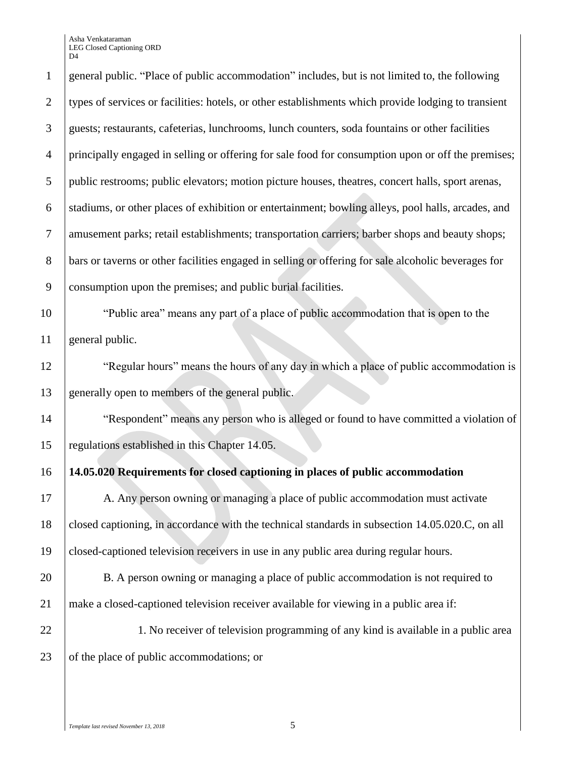general public. "Place of public accommodation" includes, but is not limited to, the following types of services or facilities: hotels, or other establishments which provide lodging to transient guests; restaurants, cafeterias, lunchrooms, lunch counters, soda fountains or other facilities principally engaged in selling or offering for sale food for consumption upon or off the premises; public restrooms; public elevators; motion picture houses, theatres, concert halls, sport arenas, stadiums, or other places of exhibition or entertainment; bowling alleys, pool halls, arcades, and amusement parks; retail establishments; transportation carriers; barber shops and beauty shops; bars or taverns or other facilities engaged in selling or offering for sale alcoholic beverages for consumption upon the premises; and public burial facilities.

"Public area" means any part of a place of public accommodation that is open to the general public.

"Regular hours" means the hours of any day in which a place of public accommodation is generally open to members of the general public.

"Respondent" means any person who is alleged or found to have committed a violation of regulations established in this Chapter 14.05.

**14.05.020 Requirements for closed captioning in places of public accommodation**

A. Any person owning or managing a place of public accommodation must activate closed captioning, in accordance with the technical standards in subsection 14.05.020.C, on all closed-captioned television receivers in use in any public area during regular hours.

B. A person owning or managing a place of public accommodation is not required to make a closed-captioned television receiver available for viewing in a public area if:

1. No receiver of television programming of any kind is available in a public area of the place of public accommodations; or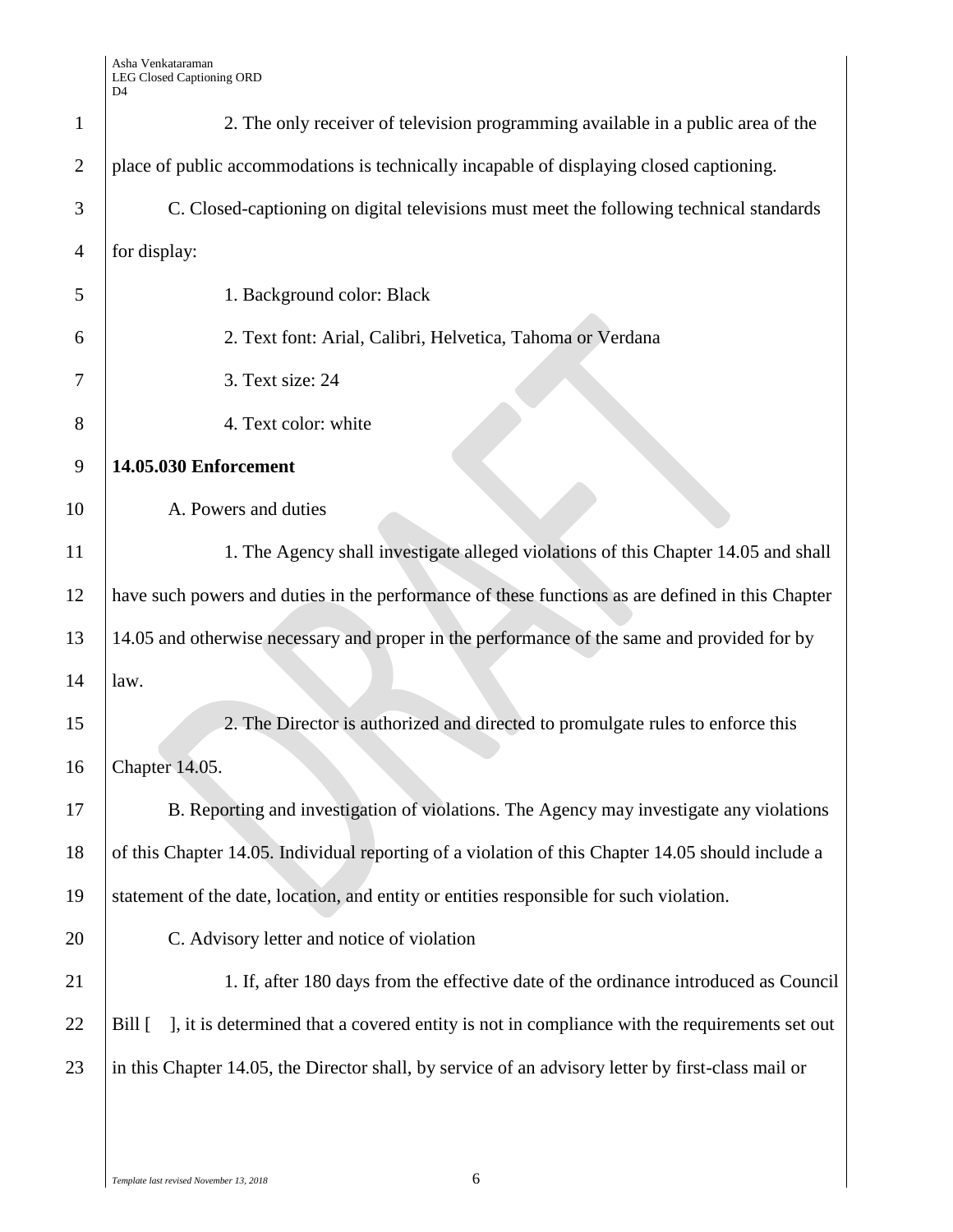2. The only receiver of television programming available in a public area of the place of public accommodations is technically incapable of displaying closed captioning.

C. Closed-captioning on digital televisions must meet the following technical standards for display:

1. Background color: Black

2. Text font: Arial, Calibri, Helvetica, Tahoma or Verdana

3. Text size: 24

4. Text color: white

**14.05.030 Enforcement**

A. Powers and duties

1. The Agency shall investigate alleged violations of this Chapter 14.05 and shall have such powers and duties in the performance of these functions as are defined in this Chapter 14.05 and otherwise necessary and proper in the performance of the same and provided for by law.

2. The Director is authorized and directed to promulgate rules to enforce this Chapter 14.05.

B. Reporting and investigation of violations. The Agency may investigate any violations of this Chapter 14.05. Individual reporting of a violation of this Chapter 14.05 should include a statement of the date, location, and entity or entities responsible for such violation.

C. Advisory letter and notice of violation

1. If, after 180 days from the effective date of the ordinance introduced as Council Bill [ ], it is determined that a covered entity is not in compliance with the requirements set out in this Chapter 14.05, the Director shall, by service of an advisory letter by first-class mail or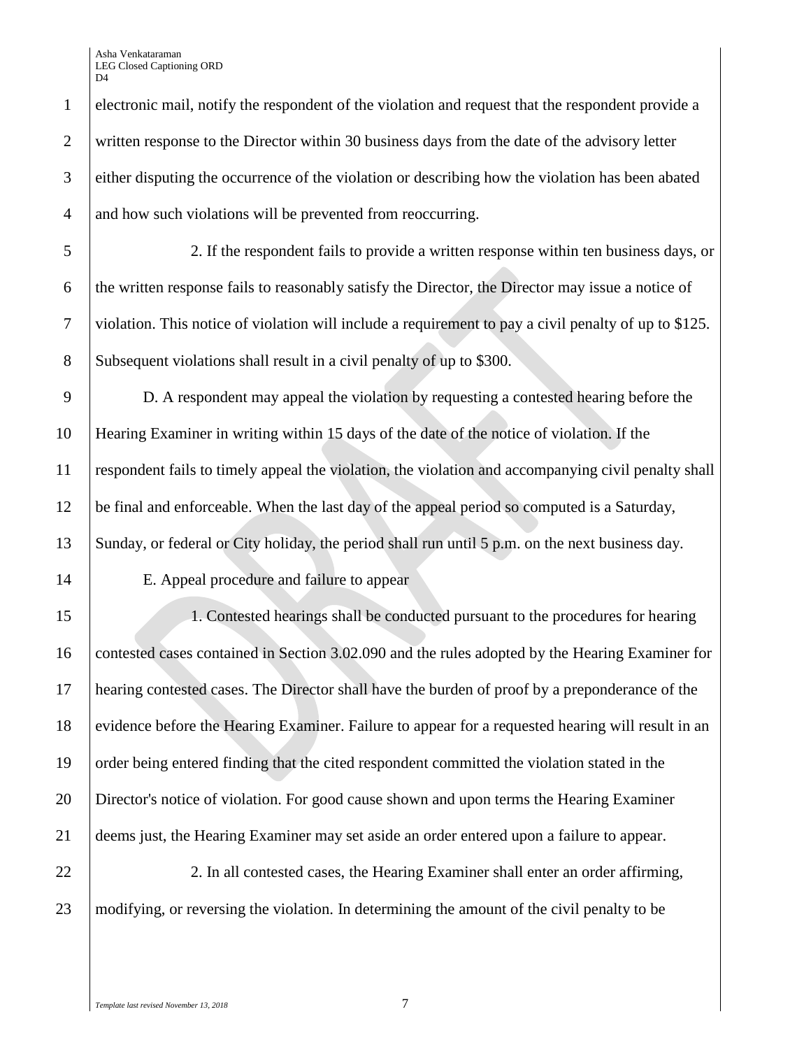electronic mail, notify the respondent of the violation and request that the respondent provide a written response to the Director within 30 business days from the date of the advisory letter either disputing the occurrence of the violation or describing how the violation has been abated and how such violations will be prevented from reoccurring.

2. If the respondent fails to provide a written response within ten business days, or the written response fails to reasonably satisfy the Director, the Director may issue a notice of violation. This notice of violation will include a requirement to pay a civil penalty of up to $125. Subsequent violations shall result in a civil penalty of up to $300.

D. A respondent may appeal the violation by requesting a contested hearing before the Hearing Examiner in writing within 15 days of the date of the notice of violation. If the respondent fails to timely appeal the violation, the violation and accompanying civil penalty shall be final and enforceable. When the last day of the appeal period so computed is a Saturday, Sunday, or federal or City holiday, the period shall run until 5 p.m. on the next business day.

E. Appeal procedure and failure to appear

1. Contested hearings shall be conducted pursuant to the procedures for hearing contested cases contained in Section 3.02.090 and the rules adopted by the Hearing Examiner for hearing contested cases. The Director shall have the burden of proof by a preponderance of the evidence before the Hearing Examiner. Failure to appear for a requested hearing will result in an order being entered finding that the cited respondent committed the violation stated in the Director's notice of violation. For good cause shown and upon terms the Hearing Examiner deems just, the Hearing Examiner may set aside an order entered upon a failure to appear.

2. In all contested cases, the Hearing Examiner shall enter an order affirming, modifying, or reversing the violation. In determining the amount of the civil penalty to be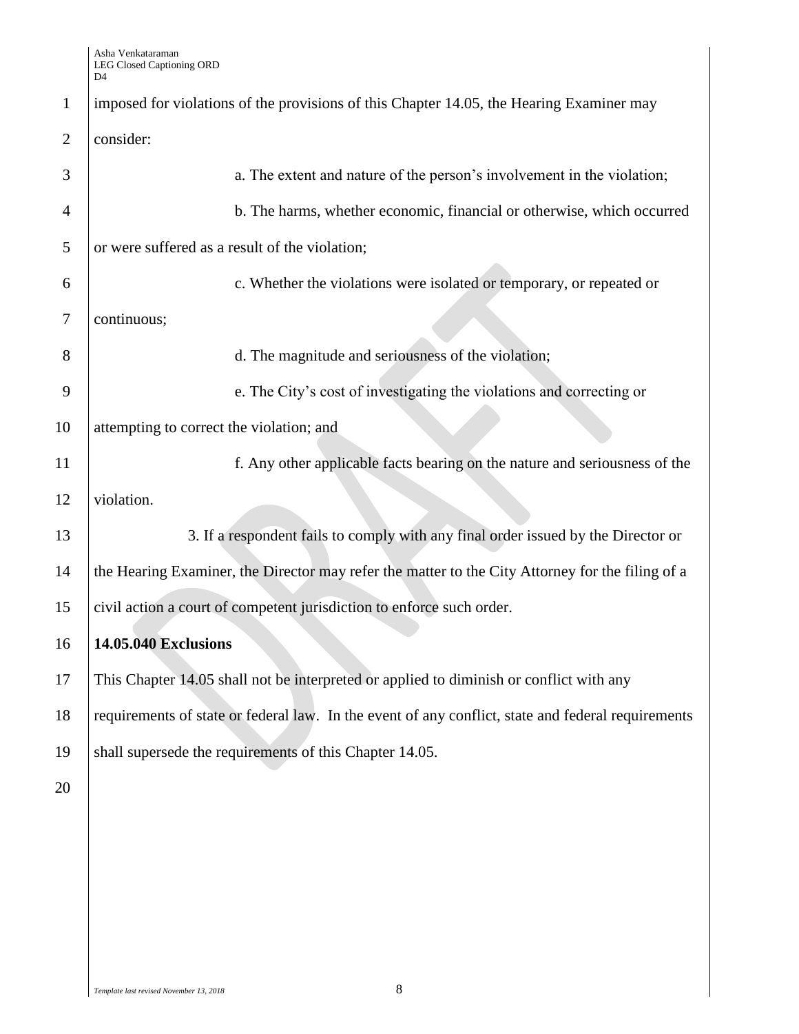imposed for violations of the provisions of this Chapter 14.05, the Hearing Examiner may consider:

a. The extent and nature of the person's involvement in the violation;

b. The harms, whether economic, financial or otherwise, which occurred or were suffered as a result of the violation;

c. Whether the violations were isolated or temporary, or repeated or continuous;

d. The magnitude and seriousness of the violation;

e. The City's cost of investigating the violations and correcting or attempting to correct the violation; and

f. Any other applicable facts bearing on the nature and seriousness of the violation.

3. If a respondent fails to comply with any final order issued by the Director or the Hearing Examiner, the Director may refer the matter to the City Attorney for the filing of a civil action a court of competent jurisdiction to enforce such order.

**14.05.040 Exclusions**

This Chapter 14.05 shall not be interpreted or applied to diminish or conflict with any requirements of state or federal law. In the event of any conflict, state and federal requirements shall supersede the requirements of this Chapter 14.05.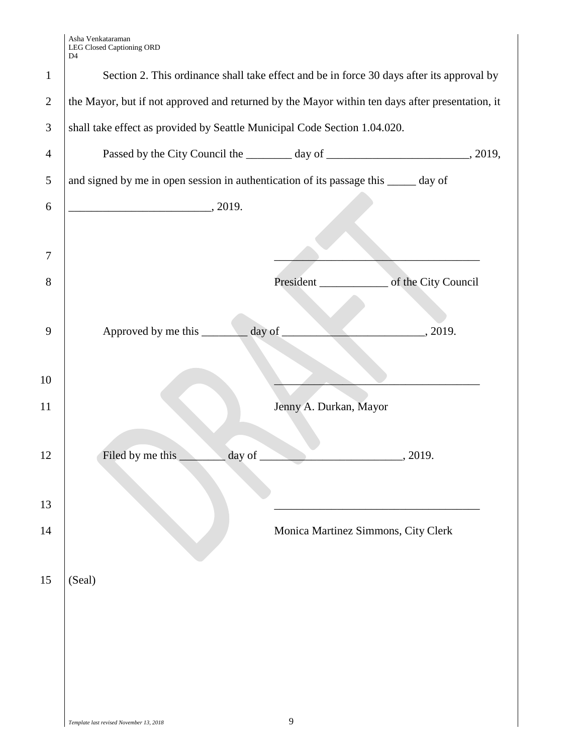Section 2. This ordinance shall take effect and be in force 30 days after its approval by the Mayor, but if not approved and returned by the Mayor within ten days after presentation, it shall take effect as provided by Seattle Municipal Code Section 1.04.020.

Passed by the City Council the ________ day of _________________________, 2019, and signed by me in open session in authentication of its passage this _____ day of _________________________, 2019.

____________________________________

President ____________ of the City Council

Approved by me this ________ day of _________________________, 2019.

____________________________________

Jenny A. Durkan, Mayor

Filed by me this ________ day of _________________________, 2019.

____________________________________

Monica Martinez Simmons, City Clerk

(Seal)